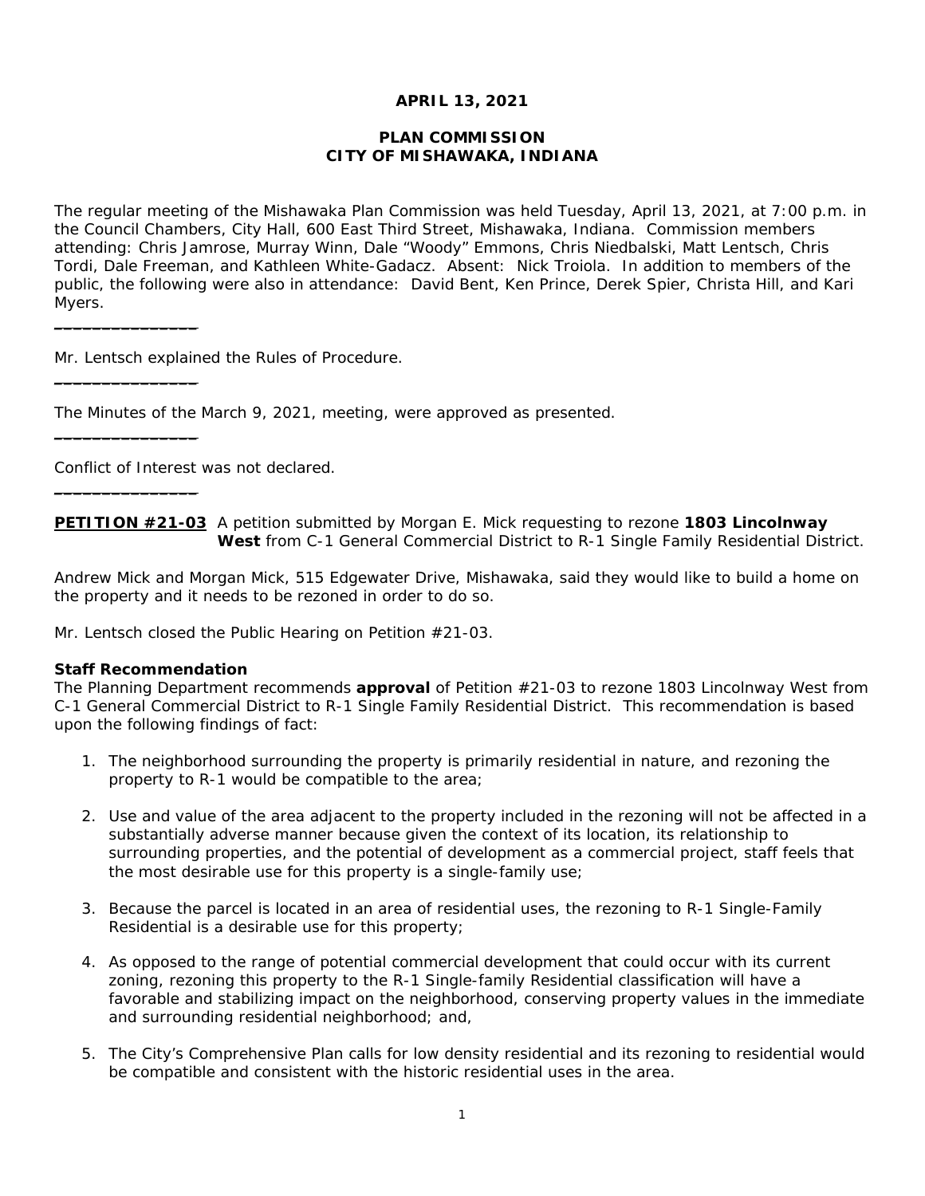**APRIL 13, 2021**

**PLAN COMMISSION**
**CITY OF MISHAWAKA, INDIANA**

The regular meeting of the Mishawaka Plan Commission was held Tuesday, April 13, 2021, at 7:00 p.m. in the Council Chambers, City Hall, 600 East Third Street, Mishawaka, Indiana. Commission members attending: Chris Jamrose, Murray Winn, Dale "Woody" Emmons, Chris Niedbalski, Matt Lentsch, Chris Tordi, Dale Freeman, and Kathleen White-Gadacz. Absent: Nick Troiola. In addition to members of the public, the following were also in attendance: David Bent, Ken Prince, Derek Spier, Christa Hill, and Kari Myers.

---

Mr. Lentsch explained the Rules of Procedure.

---

The Minutes of the March 9, 2021, meeting, were approved as presented.

---

Conflict of Interest was not declared.

---

**PETITION #21-03** A petition submitted by Morgan E. Mick requesting to rezone **1803 Lincolnway West** from C-1 General Commercial District to R-1 Single Family Residential District.

Andrew Mick and Morgan Mick, 515 Edgewater Drive, Mishawaka, said they would like to build a home on the property and it needs to be rezoned in order to do so.

Mr. Lentsch closed the Public Hearing on Petition #21-03.

**Staff Recommendation**
The Planning Department recommends **approval** of Petition #21-03 to rezone 1803 Lincolnway West from C-1 General Commercial District to R-1 Single Family Residential District. This recommendation is based upon the following findings of fact:

1. The neighborhood surrounding the property is primarily residential in nature, and rezoning the property to R-1 would be compatible to the area;

2. Use and value of the area adjacent to the property included in the rezoning will not be affected in a substantially adverse manner because given the context of its location, its relationship to surrounding properties, and the potential of development as a commercial project, staff feels that the most desirable use for this property is a single-family use;

3. Because the parcel is located in an area of residential uses, the rezoning to R-1 Single-Family Residential is a desirable use for this property;

4. As opposed to the range of potential commercial development that could occur with its current zoning, rezoning this property to the R-1 Single-family Residential classification will have a favorable and stabilizing impact on the neighborhood, conserving property values in the immediate and surrounding residential neighborhood; and,

5. The City's Comprehensive Plan calls for low density residential and its rezoning to residential would be compatible and consistent with the historic residential uses in the area.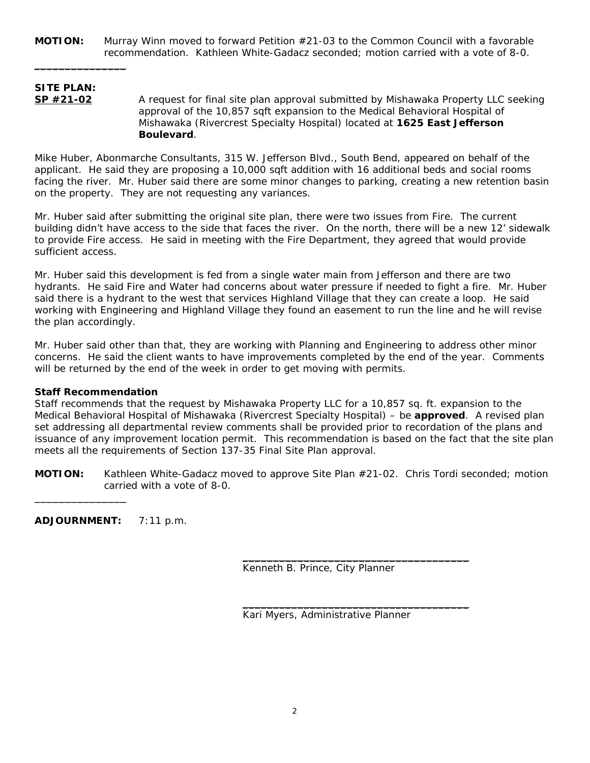**MOTION:** Murray Winn moved to forward Petition #21-03 to the Common Council with a favorable recommendation. Kathleen White-Gadacz seconded; motion carried with a vote of 8-0.

---

**SITE PLAN:**

**SP #21-02** A request for final site plan approval submitted by Mishawaka Property LLC seeking approval of the 10,857 sqft expansion to the Medical Behavioral Hospital of Mishawaka (Rivercrest Specialty Hospital) located at **1625 East Jefferson Boulevard**.

Mike Huber, Abonmarche Consultants, 315 W. Jefferson Blvd., South Bend, appeared on behalf of the applicant. He said they are proposing a 10,000 sqft addition with 16 additional beds and social rooms facing the river. Mr. Huber said there are some minor changes to parking, creating a new retention basin on the property. They are not requesting any variances.

Mr. Huber said after submitting the original site plan, there were two issues from Fire. The current building didn't have access to the side that faces the river. On the north, there will be a new 12' sidewalk to provide Fire access. He said in meeting with the Fire Department, they agreed that would provide sufficient access.

Mr. Huber said this development is fed from a single water main from Jefferson and there are two hydrants. He said Fire and Water had concerns about water pressure if needed to fight a fire. Mr. Huber said there is a hydrant to the west that services Highland Village that they can create a loop. He said working with Engineering and Highland Village they found an easement to run the line and he will revise the plan accordingly.

Mr. Huber said other than that, they are working with Planning and Engineering to address other minor concerns. He said the client wants to have improvements completed by the end of the year. Comments will be returned by the end of the week in order to get moving with permits.

**Staff Recommendation**

Staff recommends that the request by Mishawaka Property LLC for a 10,857 sq. ft. expansion to the Medical Behavioral Hospital of Mishawaka (Rivercrest Specialty Hospital) – be **approved**. A revised plan set addressing all departmental review comments shall be provided prior to recordation of the plans and issuance of any improvement location permit. This recommendation is based on the fact that the site plan meets all the requirements of Section 137-35 Final Site Plan approval.

**MOTION:** Kathleen White-Gadacz moved to approve Site Plan #21-02. Chris Tordi seconded; motion carried with a vote of 8-0.

---

**ADJOURNMENT:** 7:11 p.m.

\_\_\_\_\_\_\_\_\_\_\_\_\_\_\_\_\_\_\_\_\_\_\_\_\_\_\_\_\_\_\_\_\_\_\_\_\_\_\_\_
Kenneth B. Prince, City Planner

\_\_\_\_\_\_\_\_\_\_\_\_\_\_\_\_\_\_\_\_\_\_\_\_\_\_\_\_\_\_\_\_\_\_\_\_\_\_\_\_
Kari Myers, Administrative Planner